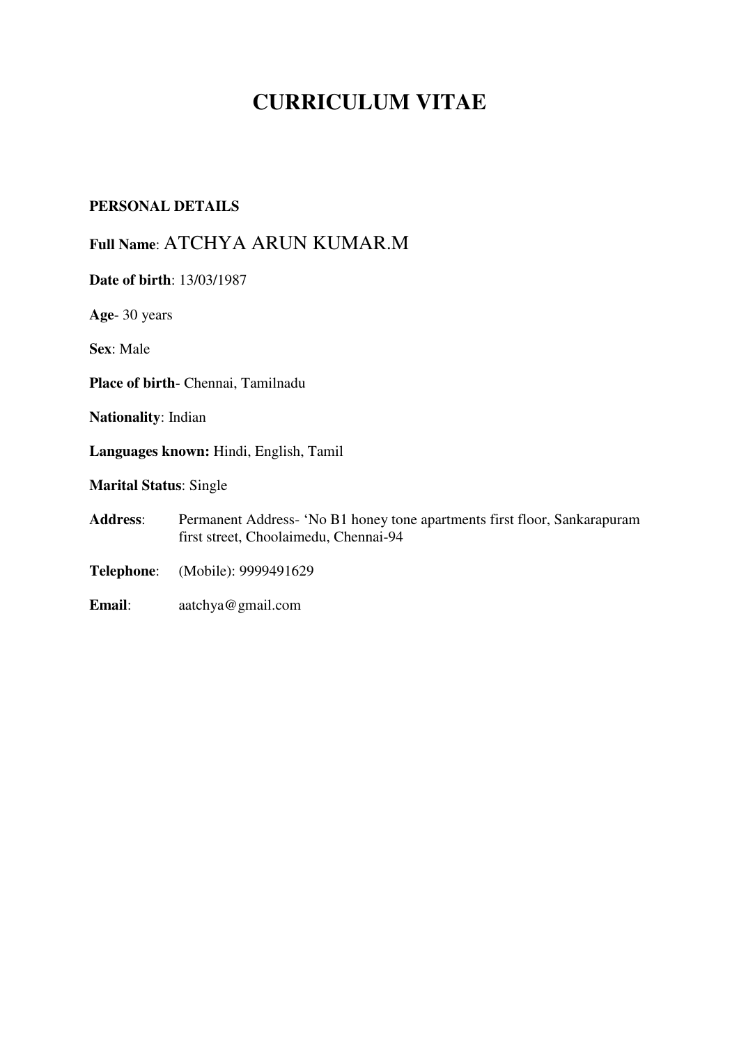# CURRICULUM VITAE

**PERSONAL DETAILS**

**Full Name**: ATCHYA ARUN KUMAR.M

**Date of birth**: 13/03/1987

**Age**- 30 years

**Sex**: Male

**Place of birth**- Chennai, Tamilnadu

**Nationality**: Indian

**Languages known:** Hindi, English, Tamil

**Marital Status**: Single

**Address**: Permanent Address- 'No B1 honey tone apartments first floor, Sankarapuram first street, Choolaimedu, Chennai-94

**Telephone**: (Mobile): 9999491629

**Email**: aatchya@gmail.com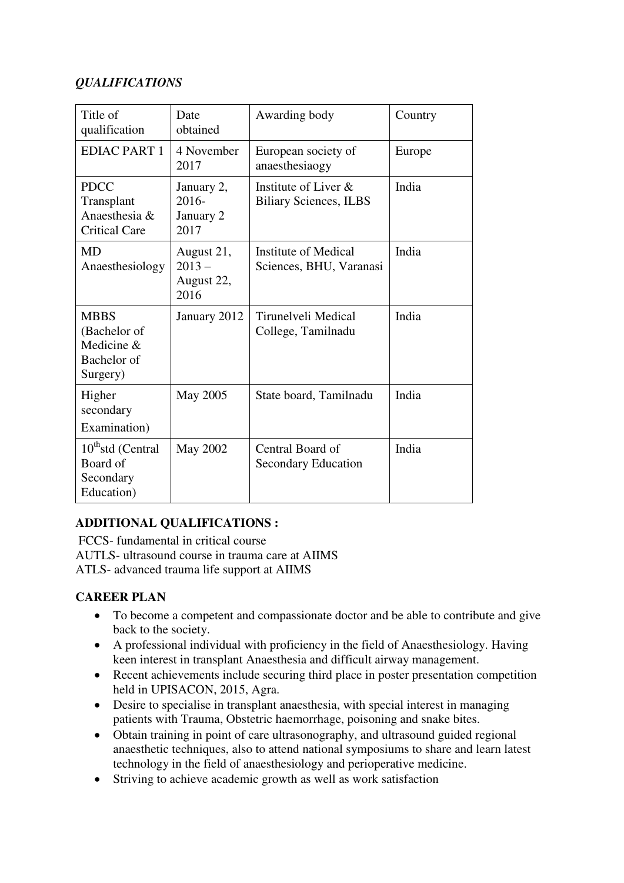***QUALIFICATIONS***

| Title of qualification | Date obtained | Awarding body | Country |
|---|---|---|---|
| EDIAC PART 1 | 4 November 2017 | European society of anaesthesiaogy | Europe |
| PDCC Transplant Anaesthesia & Critical Care | January 2, 2016- January 2 2017 | Institute of Liver & Biliary Sciences, ILBS | India |
| MD Anaesthesiology | August 21, 2013 – August 22, 2016 | Institute of Medical Sciences, BHU, Varanasi | India |
| MBBS (Bachelor of Medicine & Bachelor of Surgery) | January 2012 | Tirunelveli Medical College, Tamilnadu | India |
| Higher secondary Examination) | May 2005 | State board, Tamilnadu | India |
| 10thstd (Central Board of Secondary Education) | May 2002 | Central Board of Secondary Education | India |

**ADDITIONAL QUALIFICATIONS :**

FCCS- fundamental in critical course
AUTLS- ultrasound course in trauma care at AIIMS
ATLS- advanced trauma life support at AIIMS

**CAREER PLAN**

- To become a competent and compassionate doctor and be able to contribute and give back to the society.
- A professional individual with proficiency in the field of Anaesthesiology. Having keen interest in transplant Anaesthesia and difficult airway management.
- Recent achievements include securing third place in poster presentation competition held in UPISACON, 2015, Agra.
- Desire to specialise in transplant anaesthesia, with special interest in managing patients with Trauma, Obstetric haemorrhage, poisoning and snake bites.
- Obtain training in point of care ultrasonography, and ultrasound guided regional anaesthetic techniques, also to attend national symposiums to share and learn latest technology in the field of anaesthesiology and perioperative medicine.
- Striving to achieve academic growth as well as work satisfaction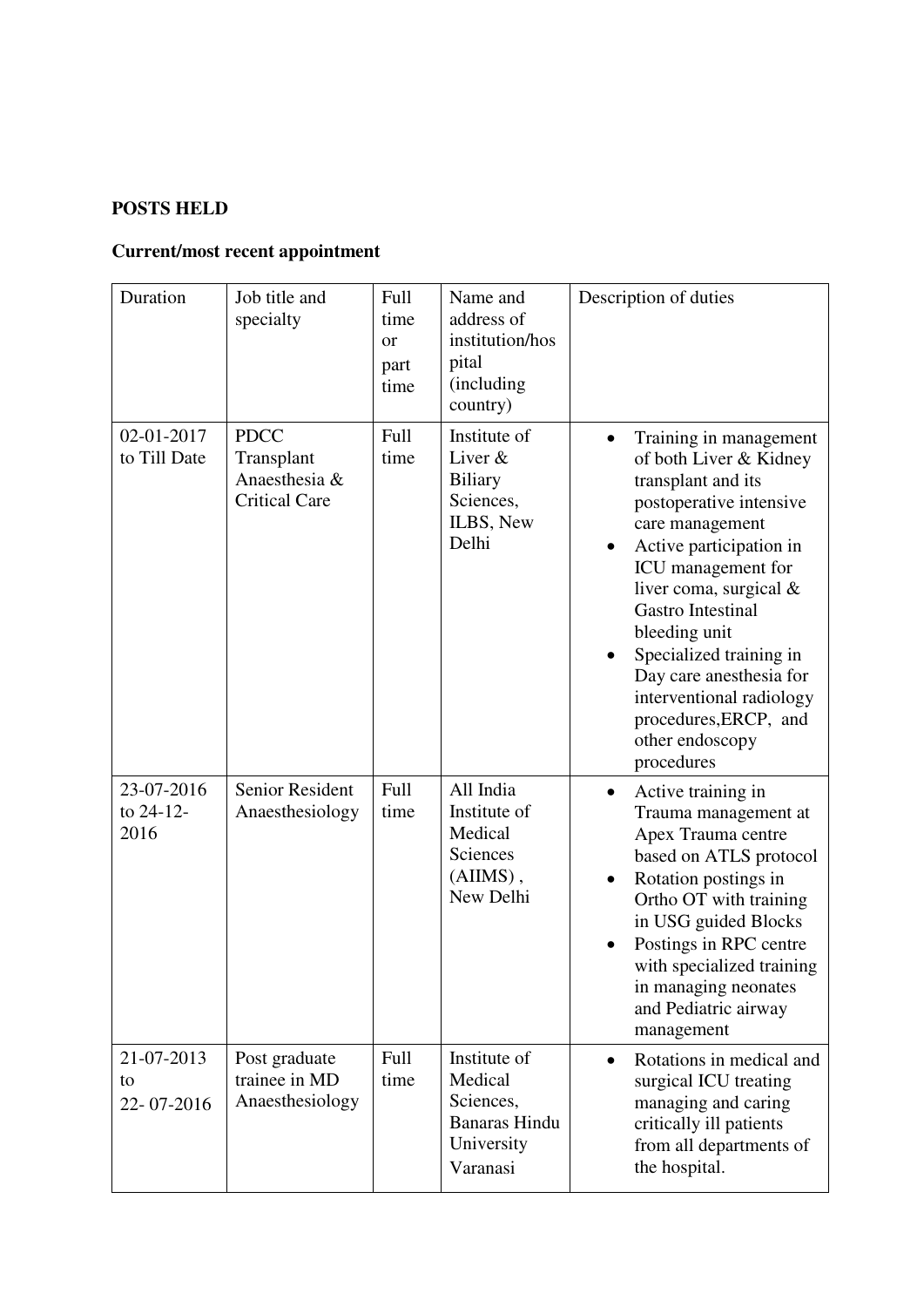**POSTS HELD**

**Current/most recent appointment**

| Duration | Job title and specialty | Full time or part time | Name and address of institution/hospital (including country) | Description of duties |
|---|---|---|---|---|
| 02-01-2017 to Till Date | PDCC Transplant Anaesthesia & Critical Care | Full time | Institute of Liver & Biliary Sciences, ILBS, New Delhi | • Training in management of both Liver & Kidney transplant and its postoperative intensive care management<br>• Active participation in ICU management for liver coma, surgical & Gastro Intestinal bleeding unit<br>• Specialized training in Day care anesthesia for interventional radiology procedures,ERCP, and other endoscopy procedures |
| 23-07-2016 to 24-12-2016 | Senior Resident Anaesthesiology | Full time | All India Institute of Medical Sciences (AIIMS) , New Delhi | • Active training in Trauma management at Apex Trauma centre based on ATLS protocol<br>• Rotation postings in Ortho OT with training in USG guided Blocks<br>• Postings in RPC centre with specialized training in managing neonates and Pediatric airway management |
| 21-07-2013 to 22- 07-2016 | Post graduate trainee in MD Anaesthesiology | Full time | Institute of Medical Sciences, Banaras Hindu University Varanasi | • Rotations in medical and surgical ICU treating managing and caring critically ill patients from all departments of the hospital. |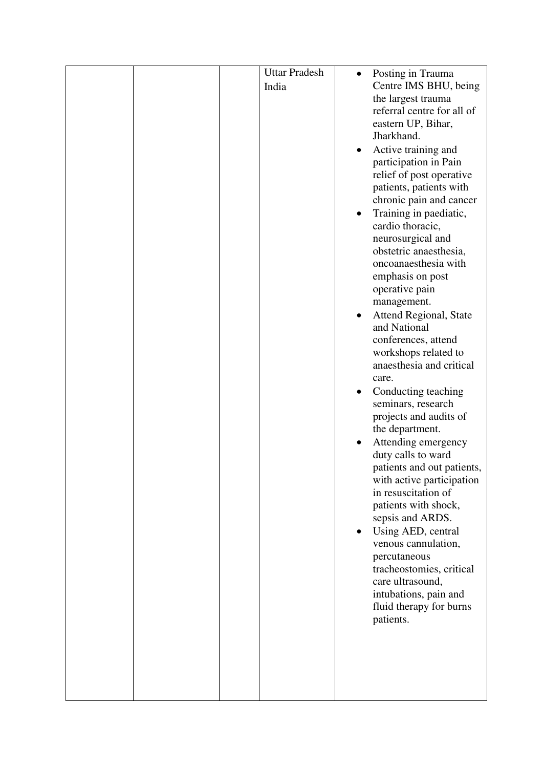|  |  |  | Uttar Pradesh India | • Posting in Trauma Centre IMS BHU, being the largest trauma referral centre for all of eastern UP, Bihar, Jharkhand.<br>• Active training and participation in Pain relief of post operative patients, patients with chronic pain and cancer<br>• Training in paediatic, cardio thoracic, neurosurgical and obstetric anaesthesia, oncoanaesthesia with emphasis on post operative pain management.<br>• Attend Regional, State and National conferences, attend workshops related to anaesthesia and critical care.<br>• Conducting teaching seminars, research projects and audits of the department.<br>• Attending emergency duty calls to ward patients and out patients, with active participation in resuscitation of patients with shock, sepsis and ARDS.<br>• Using AED, central venous cannulation, percutaneous tracheostomies, critical care ultrasound, intubations, pain and fluid therapy for burns patients. |
|---|---|---|---|---|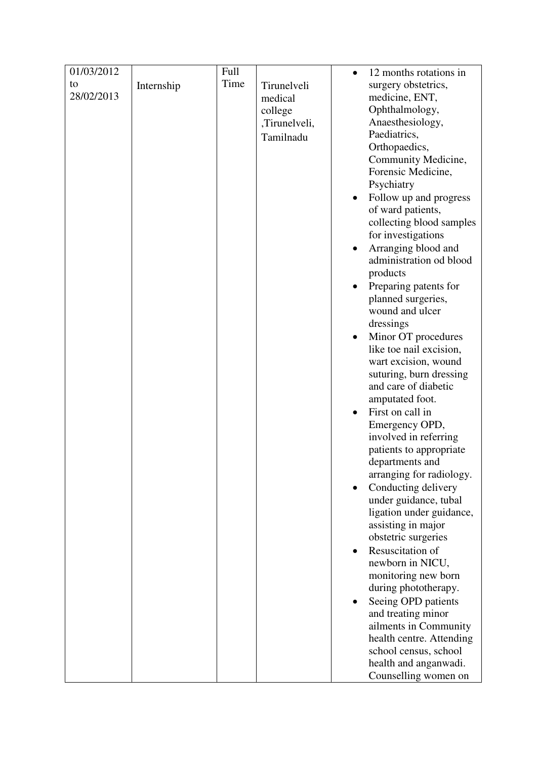| | | | | |
|---|---|---|---|---|
| 01/03/2012 to 28/02/2013 | Internship | Full Time | Tirunelveli medical college ,Tirunelveli, Tamilnadu | • 12 months rotations in surgery obstetrics, medicine, ENT, Ophthalmology, Anaesthesiology, Paediatrics, Orthopaedics, Community Medicine, Forensic Medicine, Psychiatry<br>• Follow up and progress of ward patients, collecting blood samples for investigations<br>• Arranging blood and administration od blood products<br>• Preparing patents for planned surgeries, wound and ulcer dressings<br>• Minor OT procedures like toe nail excision, wart excision, wound suturing, burn dressing and care of diabetic amputated foot.<br>• First on call in Emergency OPD, involved in referring patients to appropriate departments and arranging for radiology.<br>• Conducting delivery under guidance, tubal ligation under guidance, assisting in major obstetric surgeries<br>• Resuscitation of newborn in NICU, monitoring new born during phototherapy.<br>• Seeing OPD patients and treating minor ailments in Community health centre. Attending school census, school health and anganwadi. Counselling women on |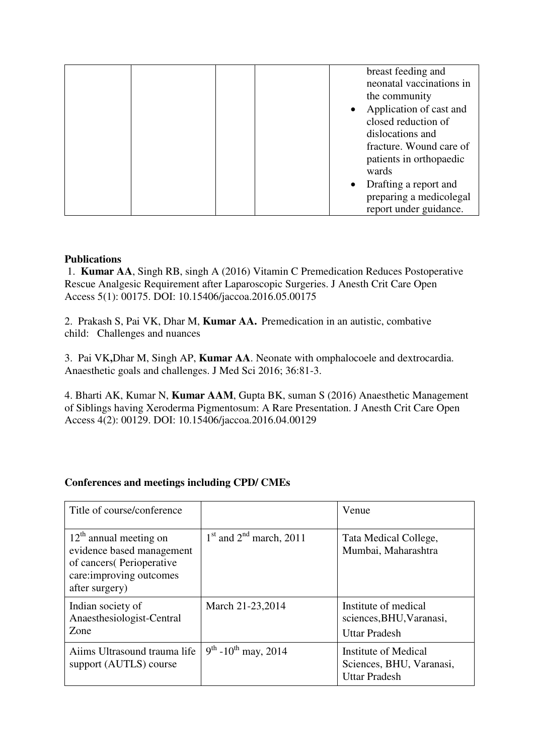| | | | | breast feeding and neonatal vaccinations in the community<br>• Application of cast and closed reduction of dislocations and fracture. Wound care of patients in orthopaedic wards<br>• Drafting a report and preparing a medicolegal report under guidance. |
|---|---|---|---|---|

**Publications**

1. **Kumar AA**, Singh RB, singh A (2016) Vitamin C Premedication Reduces Postoperative Rescue Analgesic Requirement after Laparoscopic Surgeries. J Anesth Crit Care Open Access 5(1): 00175. DOI: 10.15406/jaccoa.2016.05.00175

2. Prakash S, Pai VK, Dhar M, **Kumar AA.** Premedication in an autistic, combative child: Challenges and nuances

3. Pai VK**,**Dhar M, Singh AP, **Kumar AA**. Neonate with omphalocoele and dextrocardia. Anaesthetic goals and challenges. J Med Sci 2016; 36:81-3.

4. Bharti AK, Kumar N, **Kumar AAM**, Gupta BK, suman S (2016) Anaesthetic Management of Siblings having Xeroderma Pigmentosum: A Rare Presentation. J Anesth Crit Care Open Access 4(2): 00129. DOI: 10.15406/jaccoa.2016.04.00129

**Conferences and meetings including CPD/ CMEs**

| Title of course/conference | | Venue |
|---|---|---|
| 12th annual meeting on evidence based management of cancers( Perioperative care:improving outcomes after surgery) | 1st and 2nd march, 2011 | Tata Medical College, Mumbai, Maharashtra |
| Indian society of Anaesthesiologist-Central Zone | March 21-23,2014 | Institute of medical sciences,BHU,Varanasi, Uttar Pradesh |
| Aiims Ultrasound trauma life support (AUTLS) course | 9th -10th may, 2014 | Institute of Medical Sciences, BHU, Varanasi, Uttar Pradesh |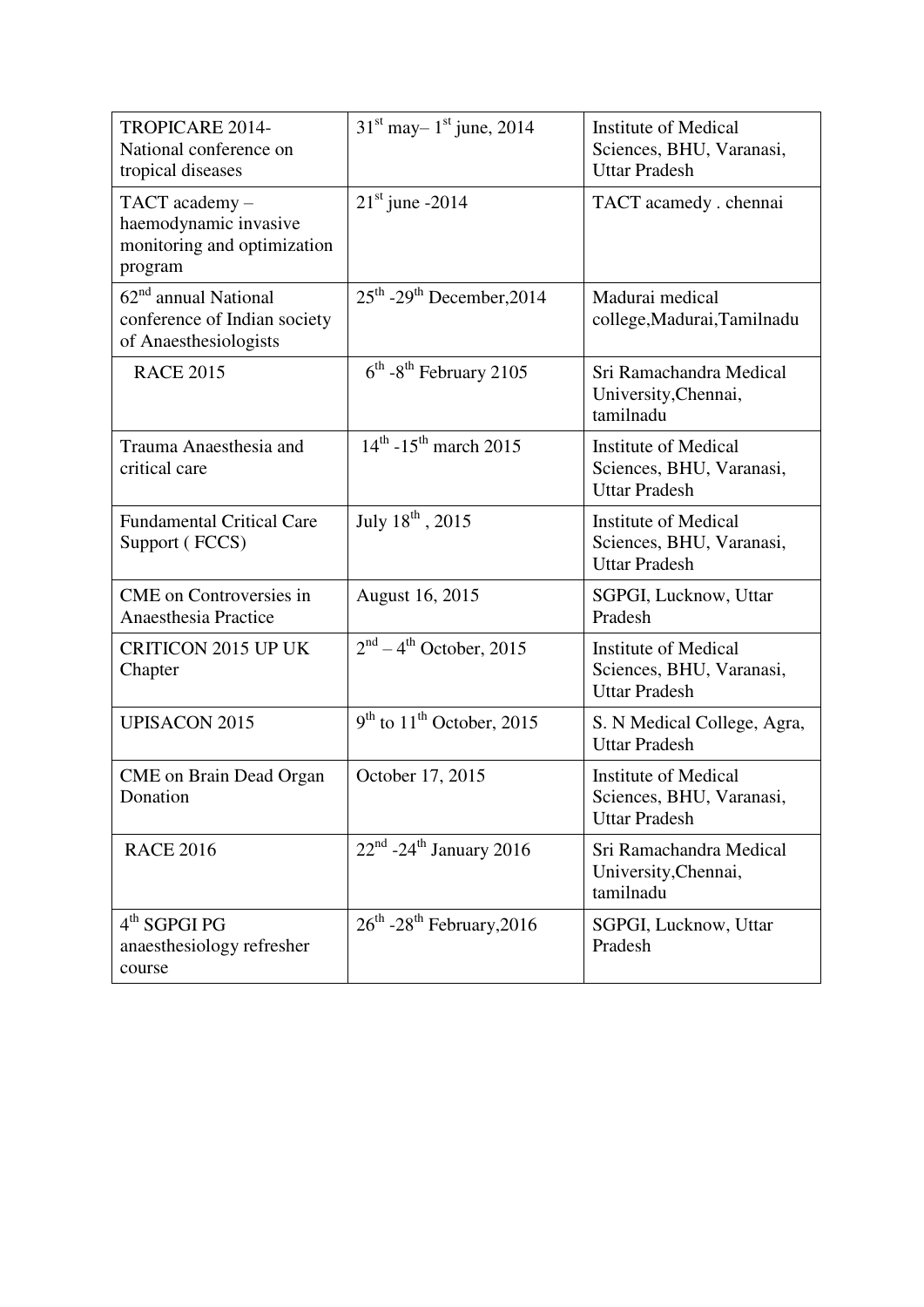| TROPICARE 2014- National conference on tropical diseases | 31st may– 1st june, 2014 | Institute of Medical Sciences, BHU, Varanasi, Uttar Pradesh |
|---|---|---|
| TACT academy – haemodynamic invasive monitoring and optimization program | 21st june -2014 | TACT acamedy . chennai |
| 62nd annual National conference of Indian society of Anaesthesiologists | 25th -29th December,2014 | Madurai medical college,Madurai,Tamilnadu |
| RACE 2015 | 6th -8th February 2105 | Sri Ramachandra Medical University,Chennai, tamilnadu |
| Trauma Anaesthesia and critical care | 14th -15th march 2015 | Institute of Medical Sciences, BHU, Varanasi, Uttar Pradesh |
| Fundamental Critical Care Support ( FCCS) | July 18th , 2015 | Institute of Medical Sciences, BHU, Varanasi, Uttar Pradesh |
| CME on Controversies in Anaesthesia Practice | August 16, 2015 | SGPGI, Lucknow, Uttar Pradesh |
| CRITICON 2015 UP UK Chapter | 2nd – 4th October, 2015 | Institute of Medical Sciences, BHU, Varanasi, Uttar Pradesh |
| UPISACON 2015 | 9th to 11th October, 2015 | S. N Medical College, Agra, Uttar Pradesh |
| CME on Brain Dead Organ Donation | October 17, 2015 | Institute of Medical Sciences, BHU, Varanasi, Uttar Pradesh |
| RACE 2016 | 22nd -24th January 2016 | Sri Ramachandra Medical University,Chennai, tamilnadu |
| 4th SGPGI PG anaesthesiology refresher course | 26th -28th February,2016 | SGPGI, Lucknow, Uttar Pradesh |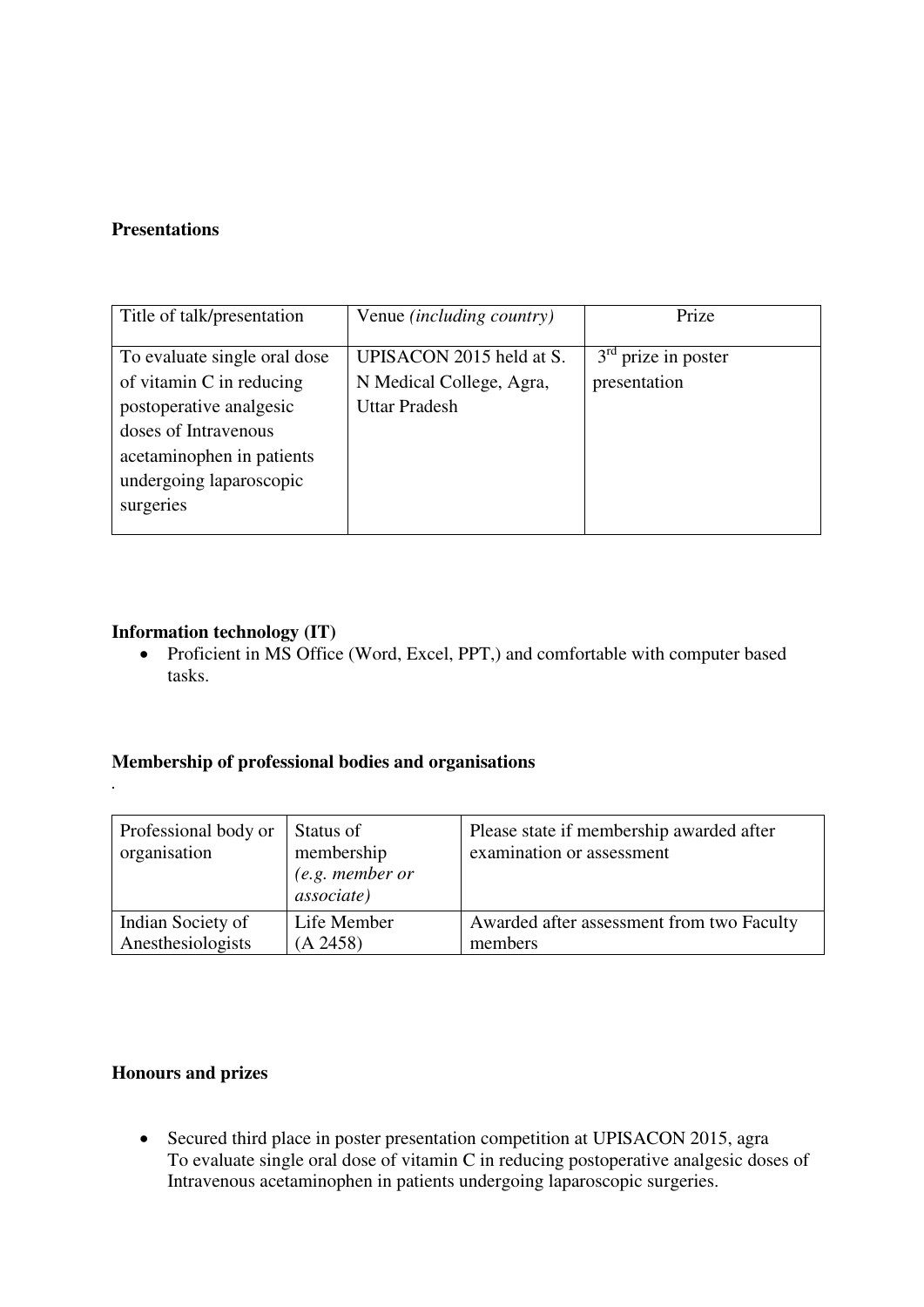**Presentations**

| Title of talk/presentation | Venue *(including country)* | Prize |
|---|---|---|
| To evaluate single oral dose of vitamin C in reducing postoperative analgesic doses of Intravenous acetaminophen in patients undergoing laparoscopic surgeries | UPISACON 2015 held at S. N Medical College, Agra, Uttar Pradesh | 3rd prize in poster presentation |

**Information technology (IT)**

- Proficient in MS Office (Word, Excel, PPT,) and comfortable with computer based tasks.

**Membership of professional bodies and organisations**

.

| Professional body or organisation | Status of membership *(e.g. member or associate)* | Please state if membership awarded after examination or assessment |
|---|---|---|
| Indian Society of Anesthesiologists | Life Member (A 2458) | Awarded after assessment from two Faculty members |

**Honours and prizes**

- Secured third place in poster presentation competition at UPISACON 2015, agra
  To evaluate single oral dose of vitamin C in reducing postoperative analgesic doses of Intravenous acetaminophen in patients undergoing laparoscopic surgeries.